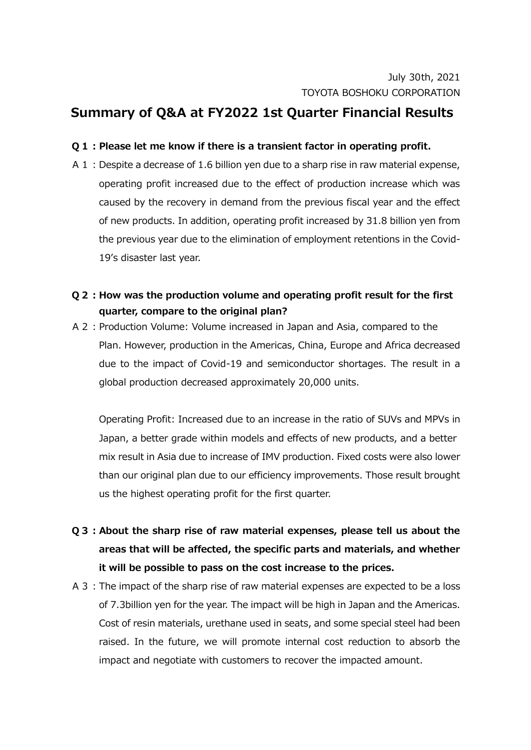July 30th, 2021
TOYOTA BOSHOKU CORPORATION

# Summary of Q&A at FY2022 1st Quarter Financial Results

**Q 1 : Please let me know if there is a transient factor in operating profit.**

A 1 : Despite a decrease of 1.6 billion yen due to a sharp rise in raw material expense, operating profit increased due to the effect of production increase which was caused by the recovery in demand from the previous fiscal year and the effect of new products. In addition, operating profit increased by 31.8 billion yen from the previous year due to the elimination of employment retentions in the Covid-19's disaster last year.

**Q 2 : How was the production volume and operating profit result for the first quarter, compare to the original plan?**

A 2 : Production Volume: Volume increased in Japan and Asia, compared to the Plan. However, production in the Americas, China, Europe and Africa decreased due to the impact of Covid-19 and semiconductor shortages. The result in a global production decreased approximately 20,000 units.

Operating Profit: Increased due to an increase in the ratio of SUVs and MPVs in Japan, a better grade within models and effects of new products, and a better mix result in Asia due to increase of IMV production. Fixed costs were also lower than our original plan due to our efficiency improvements. Those result brought us the highest operating profit for the first quarter.

**Q 3 : About the sharp rise of raw material expenses, please tell us about the areas that will be affected, the specific parts and materials, and whether it will be possible to pass on the cost increase to the prices.**

A 3 : The impact of the sharp rise of raw material expenses are expected to be a loss of 7.3billion yen for the year. The impact will be high in Japan and the Americas. Cost of resin materials, urethane used in seats, and some special steel had been raised. In the future, we will promote internal cost reduction to absorb the impact and negotiate with customers to recover the impacted amount.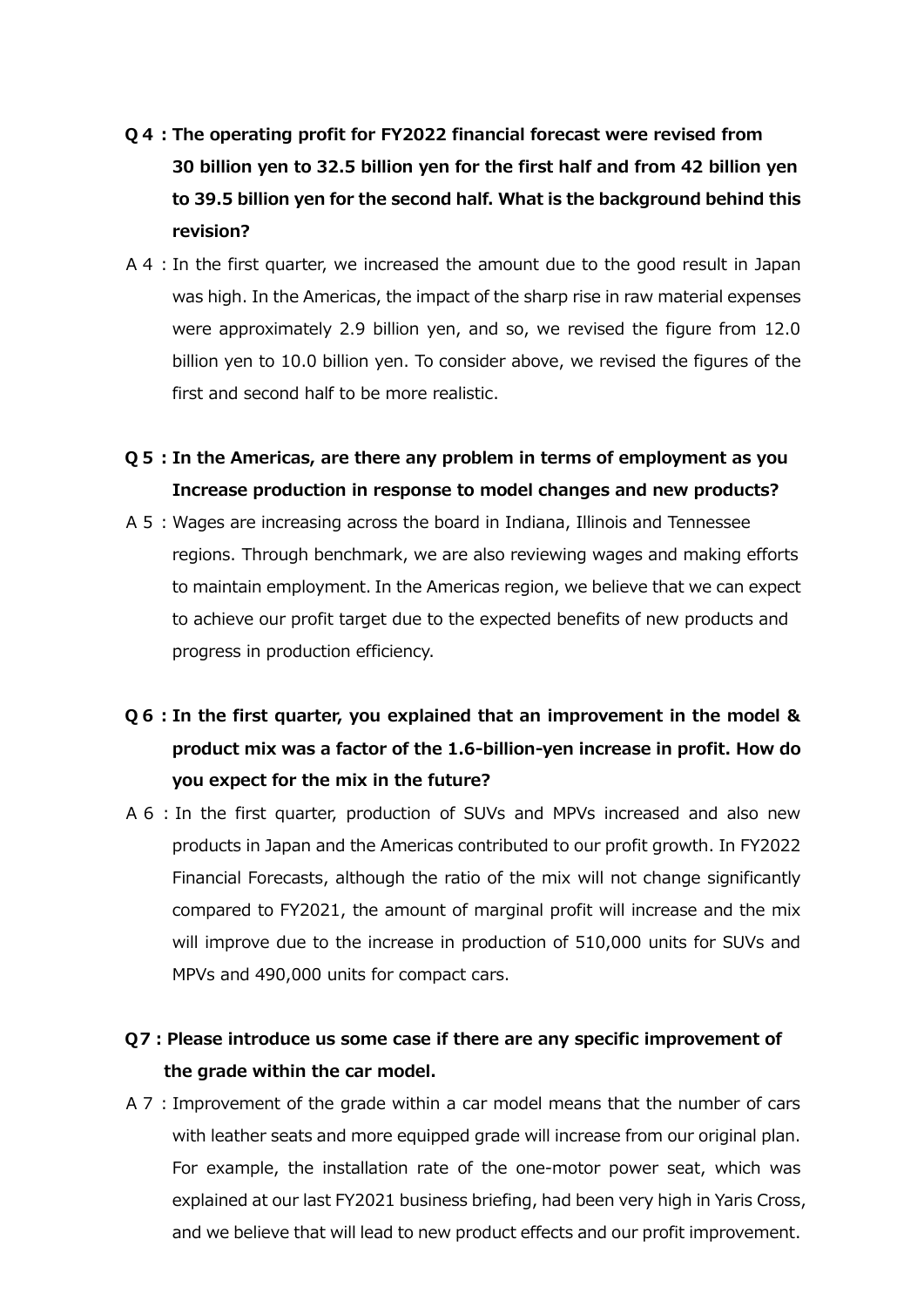**Q４：The operating profit for FY2022 financial forecast were revised from 30 billion yen to 32.5 billion yen for the first half and from 42 billion yen to 39.5 billion yen for the second half. What is the background behind this revision?**

A４：In the first quarter, we increased the amount due to the good result in Japan was high. In the Americas, the impact of the sharp rise in raw material expenses were approximately 2.9 billion yen, and so, we revised the figure from 12.0 billion yen to 10.0 billion yen. To consider above, we revised the figures of the first and second half to be more realistic.

**Q５：In the Americas, are there any problem in terms of employment as you Increase production in response to model changes and new products?**

A５：Wages are increasing across the board in Indiana, Illinois and Tennessee regions. Through benchmark, we are also reviewing wages and making efforts to maintain employment. In the Americas region, we believe that we can expect to achieve our profit target due to the expected benefits of new products and progress in production efficiency.

**Q６：In the first quarter, you explained that an improvement in the model & product mix was a factor of the 1.6-billion-yen increase in profit. How do you expect for the mix in the future?**

A６：In the first quarter, production of SUVs and MPVs increased and also new products in Japan and the Americas contributed to our profit growth. In FY2022 Financial Forecasts, although the ratio of the mix will not change significantly compared to FY2021, the amount of marginal profit will increase and the mix will improve due to the increase in production of 510,000 units for SUVs and MPVs and 490,000 units for compact cars.

**Q7：Please introduce us some case if there are any specific improvement of the grade within the car model.**

A７：Improvement of the grade within a car model means that the number of cars with leather seats and more equipped grade will increase from our original plan. For example, the installation rate of the one-motor power seat, which was explained at our last FY2021 business briefing, had been very high in Yaris Cross, and we believe that will lead to new product effects and our profit improvement.